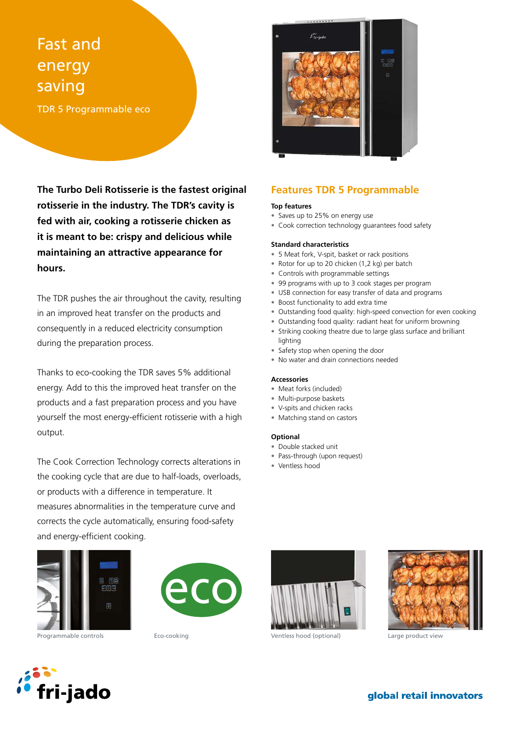# Fast and energy saving

TDR 5 Programmable eco

**The Turbo Deli Rotisserie is the fastest original rotisserie in the industry. The TDR's cavity is fed with air, cooking a rotisserie chicken as it is meant to be: crispy and delicious while maintaining an attractive appearance for hours.**

The TDR pushes the air throughout the cavity, resulting in an improved heat transfer on the products and consequently in a reduced electricity consumption during the preparation process.

Thanks to eco-cooking the TDR saves 5% additional energy. Add to this the improved heat transfer on the products and a fast preparation process and you have yourself the most energy-efficient rotisserie with a high output.

The Cook Correction Technology corrects alterations in the cooking cycle that are due to half-loads, overloads, or products with a difference in temperature. It measures abnormalities in the temperature curve and corrects the cycle automatically, ensuring food-safety and energy-efficient cooking.

## Features TDR 5 Programmable

**Top features**

- Saves up to 25% on energy use
- Cook correction technology guarantees food safety

**Standard characteristics**

- 5 Meat fork, V-spit, basket or rack positions
- Rotor for up to 20 chicken (1,2 kg) per batch
- Controls with programmable settings
- 99 programs with up to 3 cook stages per program
- USB connection for easy transfer of data and programs
- Boost functionality to add extra time
- Outstanding food quality: high-speed convection for even cooking
- Outstanding food quality: radiant heat for uniform browning
- Striking cooking theatre due to large glass surface and brilliant lighting
- Safety stop when opening the door
- No water and drain connections needed

**Accessories**

- Meat forks (included)
- Multi-purpose baskets
- V-spits and chicken racks
- Matching stand on castors

**Optional**

- Double stacked unit
- Pass-through (upon request)
- Ventless hood

Programmable controls

Eco-cooking

Ventless hood (optional)

Large product view

fri-jado

global retail innovators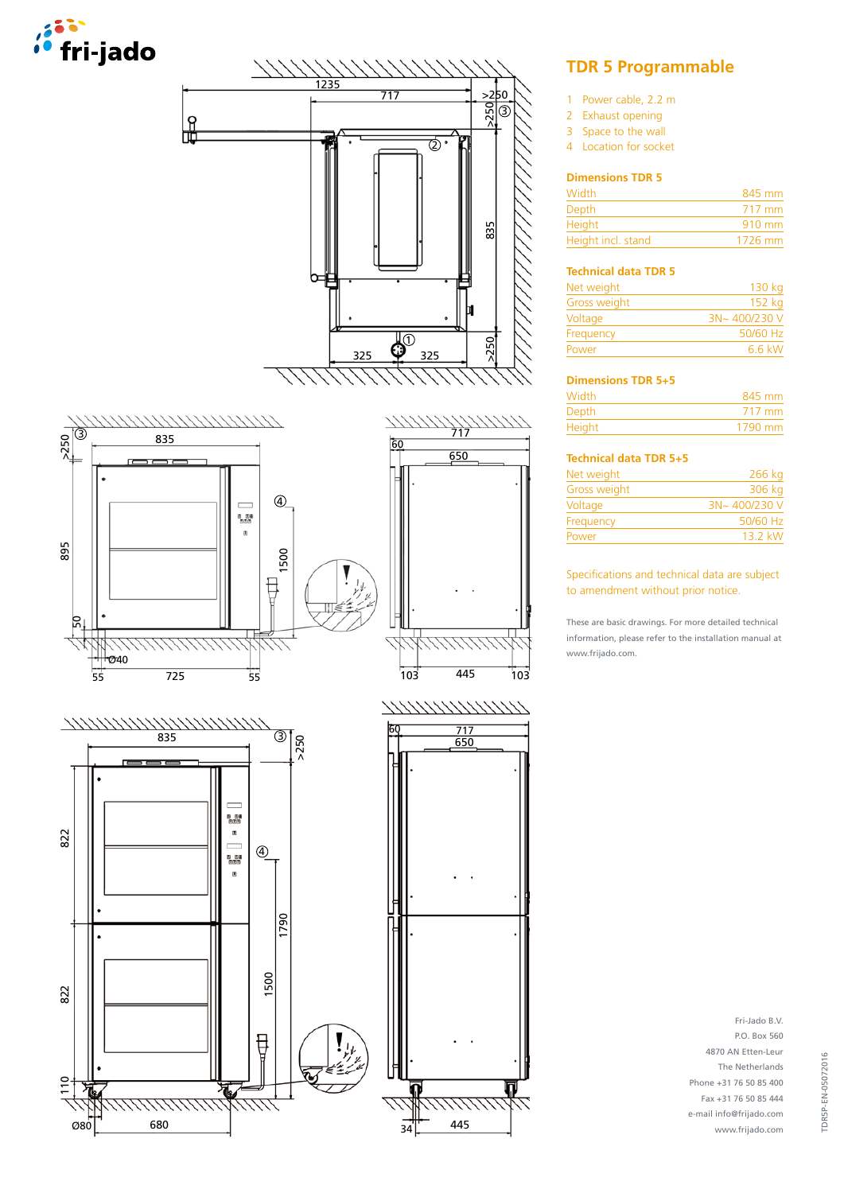# TDR 5 Programmable

1. Power cable, 2.2 m
2. Exhaust opening
3. Space to the wall
4. Location for socket

## Dimensions TDR 5

| | |
|---|---|
| Width | 845 mm |
| Depth | 717 mm |
| Height | 910 mm |
| Height incl. stand | 1726 mm |

## Technical data TDR 5

| | |
|---|---|
| Net weight | 130 kg |
| Gross weight | 152 kg |
| Voltage | 3N~ 400/230 V |
| Frequency | 50/60 Hz |
| Power | 6.6 kW |

## Dimensions TDR 5+5

| | |
|---|---|
| Width | 845 mm |
| Depth | 717 mm |
| Height | 1790 mm |

## Technical data TDR 5+5

| | |
|---|---|
| Net weight | 266 kg |
| Gross weight | 306 kg |
| Voltage | 3N~ 400/230 V |
| Frequency | 50/60 Hz |
| Power | 13.2 kW |

Specifications and technical data are subject to amendment without prior notice.

These are basic drawings. For more detailed technical information, please refer to the installation manual at www.frijado.com.

Fri-Jado B.V.
P.O. Box 560
4870 AN Etten-Leur
The Netherlands
Phone +31 76 50 85 400
Fax +31 76 50 85 444
e-mail info@frijado.com
www.frijado.com

TDR5P-EN-05072016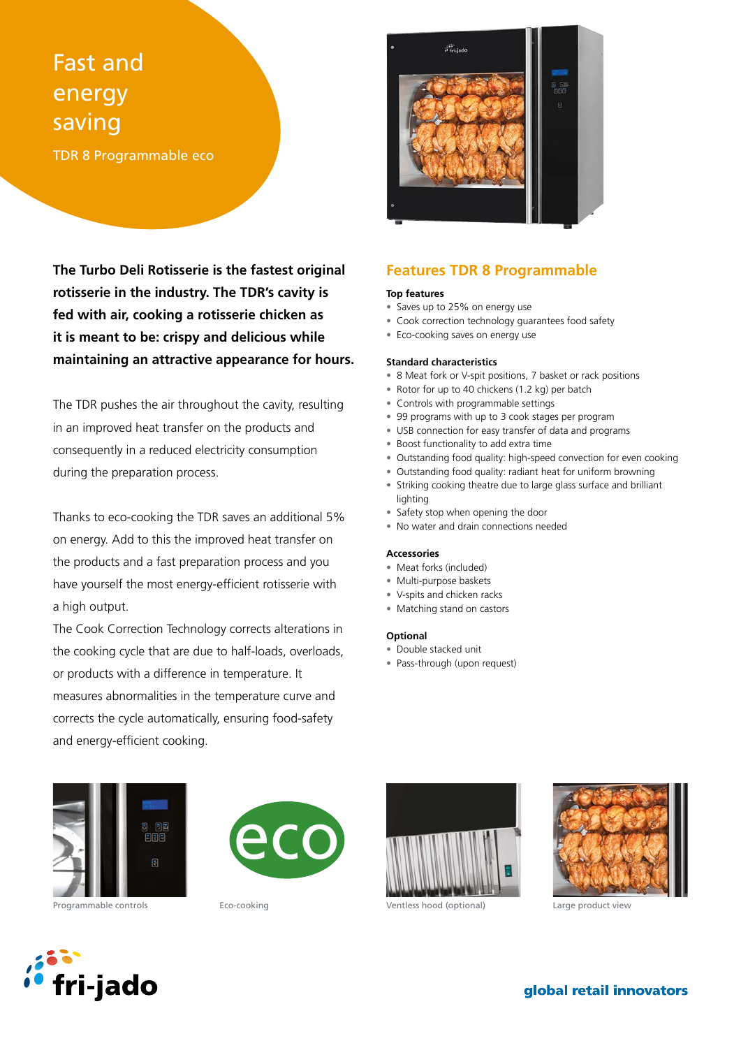# Fast and energy saving

TDR 8 Programmable eco

**The Turbo Deli Rotisserie is the fastest original rotisserie in the industry. The TDR's cavity is fed with air, cooking a rotisserie chicken as it is meant to be: crispy and delicious while maintaining an attractive appearance for hours.**

The TDR pushes the air throughout the cavity, resulting in an improved heat transfer on the products and consequently in a reduced electricity consumption during the preparation process.

Thanks to eco-cooking the TDR saves an additional 5% on energy. Add to this the improved heat transfer on the products and a fast preparation process and you have yourself the most energy-efficient rotisserie with a high output.

The Cook Correction Technology corrects alterations in the cooking cycle that are due to half-loads, overloads, or products with a difference in temperature. It measures abnormalities in the temperature curve and corrects the cycle automatically, ensuring food-safety and energy-efficient cooking.

## Features TDR 8 Programmable

### Top features

- Saves up to 25% on energy use
- Cook correction technology guarantees food safety
- Eco-cooking saves on energy use

### Standard characteristics

- 8 Meat fork or V-spit positions, 7 basket or rack positions
- Rotor for up to 40 chickens (1.2 kg) per batch
- Controls with programmable settings
- 99 programs with up to 3 cook stages per program
- USB connection for easy transfer of data and programs
- Boost functionality to add extra time
- Outstanding food quality: high-speed convection for even cooking
- Outstanding food quality: radiant heat for uniform browning
- Striking cooking theatre due to large glass surface and brilliant lighting
- Safety stop when opening the door
- No water and drain connections needed

### Accessories

- Meat forks (included)
- Multi-purpose baskets
- V-spits and chicken racks
- Matching stand on castors

### Optional

- Double stacked unit
- Pass-through (upon request)

Programmable controls

Eco-cooking

Ventless hood (optional)

Large product view

fri-jado

global retail innovators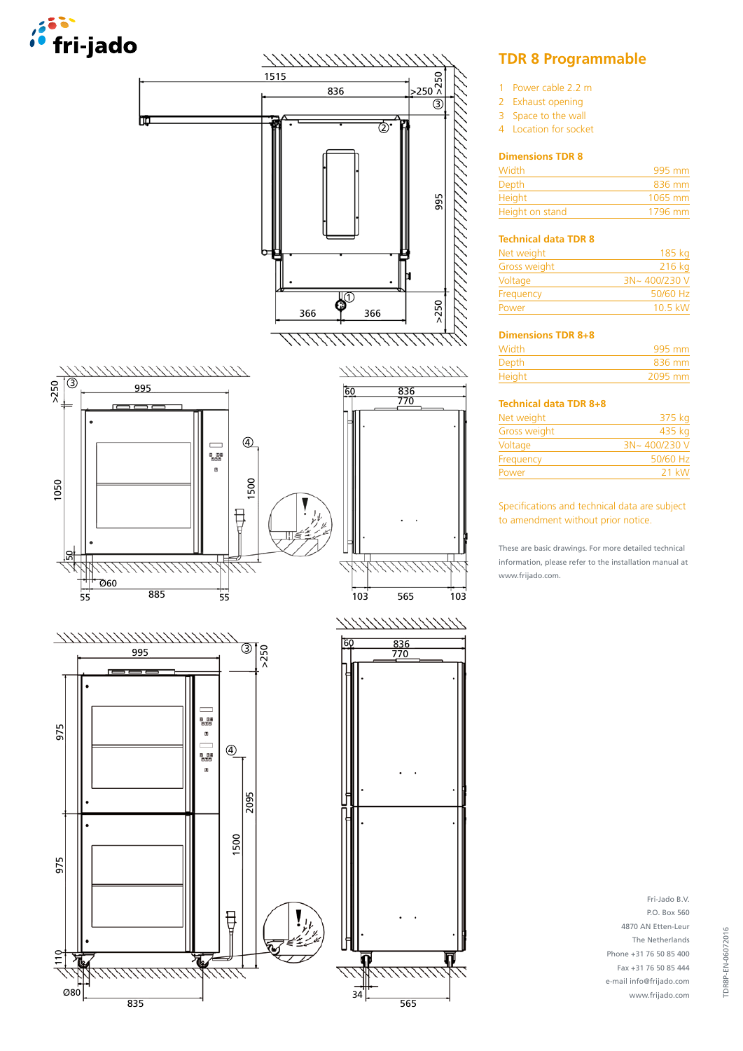fri-jado

1515
836
>250
>250
995
366
366
>250

>250
995
1050
50
Ø60
55
885
55
1500

60
836
770
103
565
103

995
>250
975
975
110
Ø80
835
2095
1500

60
836
770
34
565

## TDR 8 Programmable

1. Power cable 2.2 m
2. Exhaust opening
3. Space to the wall
4. Location for socket

### Dimensions TDR 8

| | |
|---|---|
| Width | 995 mm |
| Depth | 836 mm |
| Height | 1065 mm |
| Height on stand | 1796 mm |

### Technical data TDR 8

| | |
|---|---|
| Net weight | 185 kg |
| Gross weight | 216 kg |
| Voltage | 3N~ 400/230 V |
| Frequency | 50/60 Hz |
| Power | 10.5 kW |

### Dimensions TDR 8+8

| | |
|---|---|
| Width | 995 mm |
| Depth | 836 mm |
| Height | 2095 mm |

### Technical data TDR 8+8

| | |
|---|---|
| Net weight | 375 kg |
| Gross weight | 435 kg |
| Voltage | 3N~ 400/230 V |
| Frequency | 50/60 Hz |
| Power | 21 kW |

Specifications and technical data are subject to amendment without prior notice.

These are basic drawings. For more detailed technical information, please refer to the installation manual at www.frijado.com.

Fri-Jado B.V.
P.O. Box 560
4870 AN Etten-Leur
The Netherlands
Phone +31 76 50 85 400
Fax +31 76 50 85 444
e-mail info@frijado.com
www.frijado.com

TDR8P-EN-06072016